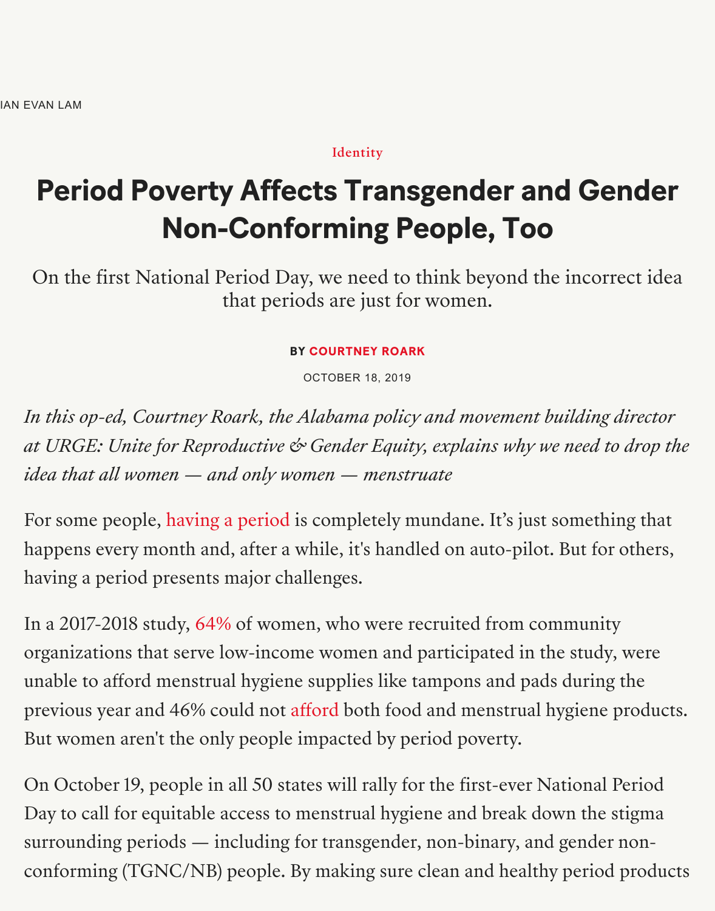IAN EVAN LAM

Identity

# Period Poverty Affects Transgender and Gender Non-Conforming People, Too

On the first National Period Day, we need to think beyond the incorrect idea that periods are just for women.

**BY COURTNEY ROARK**

OCTOBER 18, 2019

*In this op-ed, Courtney Roark, the Alabama policy and movement building director at URGE: Unite for Reproductive & Gender Equity, explains why we need to drop the idea that all women — and only women — menstruate*

For some people, having a period is completely mundane. It's just something that happens every month and, after a while, it's handled on auto-pilot. But for others, having a period presents major challenges.

In a 2017-2018 study, 64% of women, who were recruited from community organizations that serve low-income women and participated in the study, were unable to afford menstrual hygiene supplies like tampons and pads during the previous year and 46% could not afford both food and menstrual hygiene products. But women aren't the only people impacted by period poverty.

On October 19, people in all 50 states will rally for the first-ever National Period Day to call for equitable access to menstrual hygiene and break down the stigma surrounding periods — including for transgender, non-binary, and gender non-conforming (TGNC/NB) people. By making sure clean and healthy period products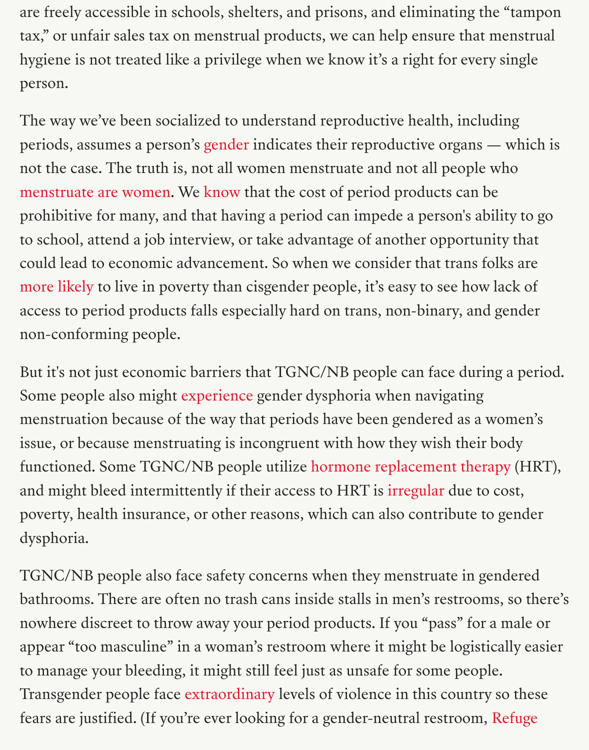are freely accessible in schools, shelters, and prisons, and eliminating the "tampon tax," or unfair sales tax on menstrual products, we can help ensure that menstrual hygiene is not treated like a privilege when we know it's a right for every single person.

The way we've been socialized to understand reproductive health, including periods, assumes a person's gender indicates their reproductive organs — which is not the case. The truth is, not all women menstruate and not all people who menstruate are women. We know that the cost of period products can be prohibitive for many, and that having a period can impede a person's ability to go to school, attend a job interview, or take advantage of another opportunity that could lead to economic advancement. So when we consider that trans folks are more likely to live in poverty than cisgender people, it's easy to see how lack of access to period products falls especially hard on trans, non-binary, and gender non-conforming people.

But it's not just economic barriers that TGNC/NB people can face during a period. Some people also might experience gender dysphoria when navigating menstruation because of the way that periods have been gendered as a women's issue, or because menstruating is incongruent with how they wish their body functioned. Some TGNC/NB people utilize hormone replacement therapy (HRT), and might bleed intermittently if their access to HRT is irregular due to cost, poverty, health insurance, or other reasons, which can also contribute to gender dysphoria.

TGNC/NB people also face safety concerns when they menstruate in gendered bathrooms. There are often no trash cans inside stalls in men's restrooms, so there's nowhere discreet to throw away your period products. If you "pass" for a male or appear "too masculine" in a woman's restroom where it might be logistically easier to manage your bleeding, it might still feel just as unsafe for some people. Transgender people face extraordinary levels of violence in this country so these fears are justified. (If you're ever looking for a gender-neutral restroom, Refuge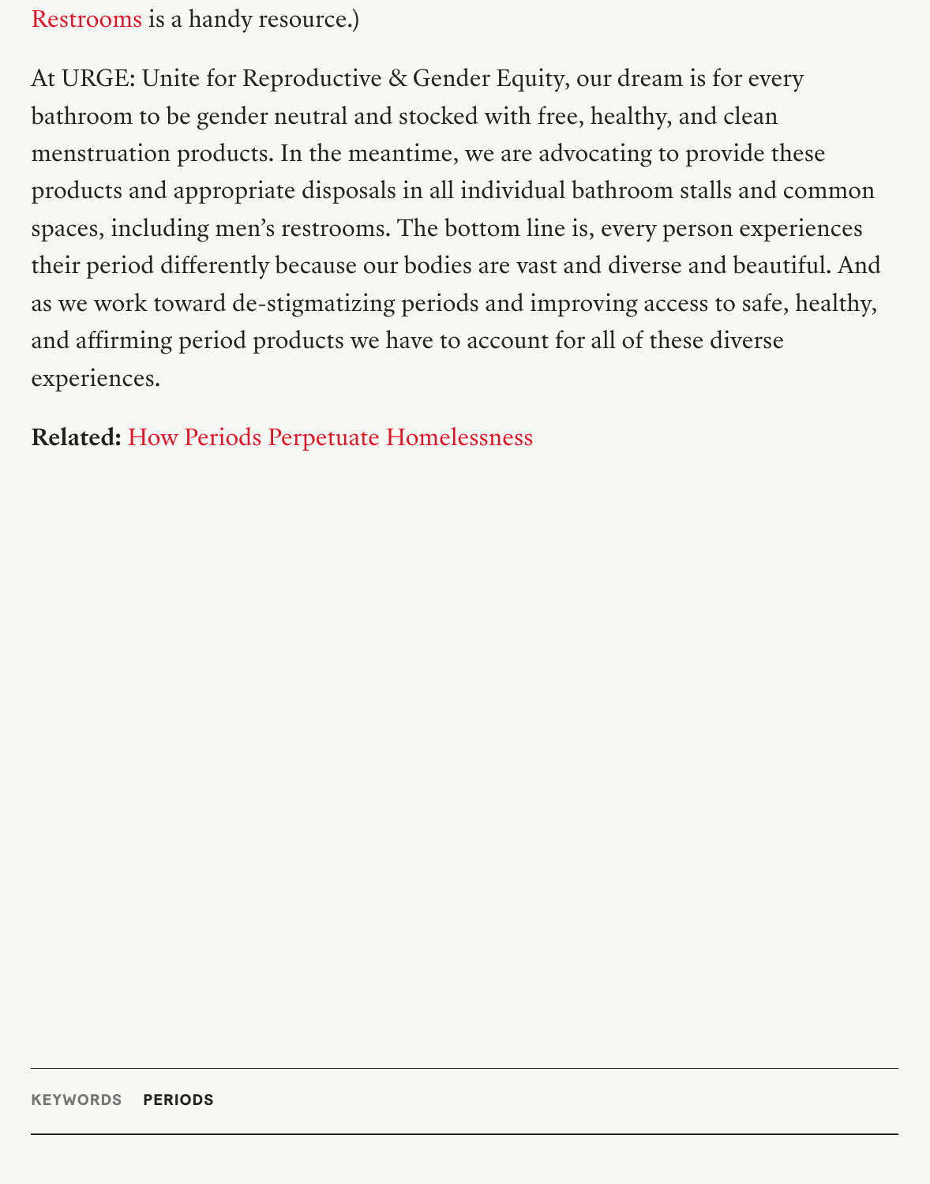Restrooms is a handy resource.)

At URGE: Unite for Reproductive & Gender Equity, our dream is for every bathroom to be gender neutral and stocked with free, healthy, and clean menstruation products. In the meantime, we are advocating to provide these products and appropriate disposals in all individual bathroom stalls and common spaces, including men's restrooms. The bottom line is, every person experiences their period differently because our bodies are vast and diverse and beautiful. And as we work toward de-stigmatizing periods and improving access to safe, healthy, and affirming period products we have to account for all of these diverse experiences.

**Related:** How Periods Perpetuate Homelessness

KEYWORDS PERIODS